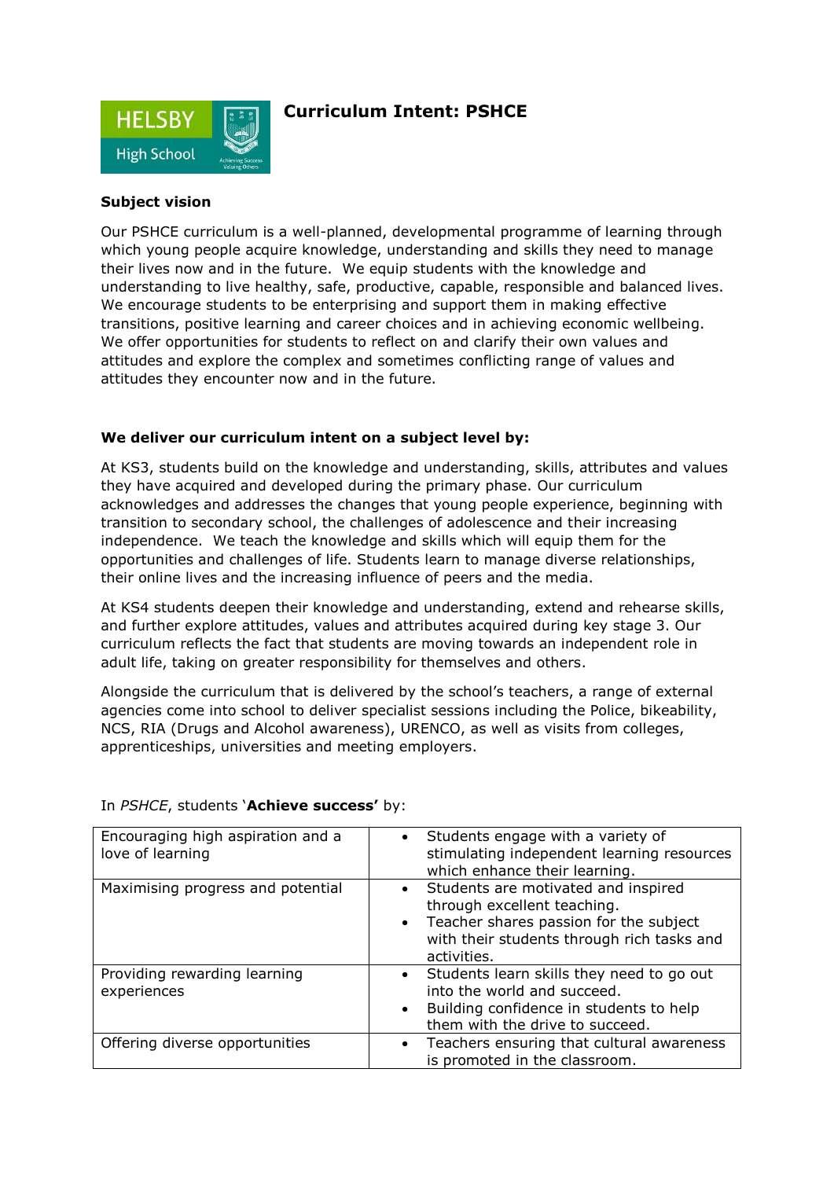# Curriculum Intent: PSHCE

**Subject vision**

Our PSHCE curriculum is a well-planned, developmental programme of learning through which young people acquire knowledge, understanding and skills they need to manage their lives now and in the future. We equip students with the knowledge and understanding to live healthy, safe, productive, capable, responsible and balanced lives. We encourage students to be enterprising and support them in making effective transitions, positive learning and career choices and in achieving economic wellbeing. We offer opportunities for students to reflect on and clarify their own values and attitudes and explore the complex and sometimes conflicting range of values and attitudes they encounter now and in the future.

**We deliver our curriculum intent on a subject level by:**

At KS3, students build on the knowledge and understanding, skills, attributes and values they have acquired and developed during the primary phase. Our curriculum acknowledges and addresses the changes that young people experience, beginning with transition to secondary school, the challenges of adolescence and their increasing independence. We teach the knowledge and skills which will equip them for the opportunities and challenges of life. Students learn to manage diverse relationships, their online lives and the increasing influence of peers and the media.

At KS4 students deepen their knowledge and understanding, extend and rehearse skills, and further explore attitudes, values and attributes acquired during key stage 3. Our curriculum reflects the fact that students are moving towards an independent role in adult life, taking on greater responsibility for themselves and others.

Alongside the curriculum that is delivered by the school's teachers, a range of external agencies come into school to deliver specialist sessions including the Police, bikeability, NCS, RIA (Drugs and Alcohol awareness), URENCO, as well as visits from colleges, apprenticeships, universities and meeting employers.

In *PSHCE*, students '**Achieve success'** by:

| | |
|---|---|
| Encouraging high aspiration and a love of learning | • Students engage with a variety of stimulating independent learning resources which enhance their learning. |
| Maximising progress and potential | • Students are motivated and inspired through excellent teaching.<br>• Teacher shares passion for the subject with their students through rich tasks and activities. |
| Providing rewarding learning experiences | • Students learn skills they need to go out into the world and succeed.<br>• Building confidence in students to help them with the drive to succeed. |
| Offering diverse opportunities | • Teachers ensuring that cultural awareness is promoted in the classroom. |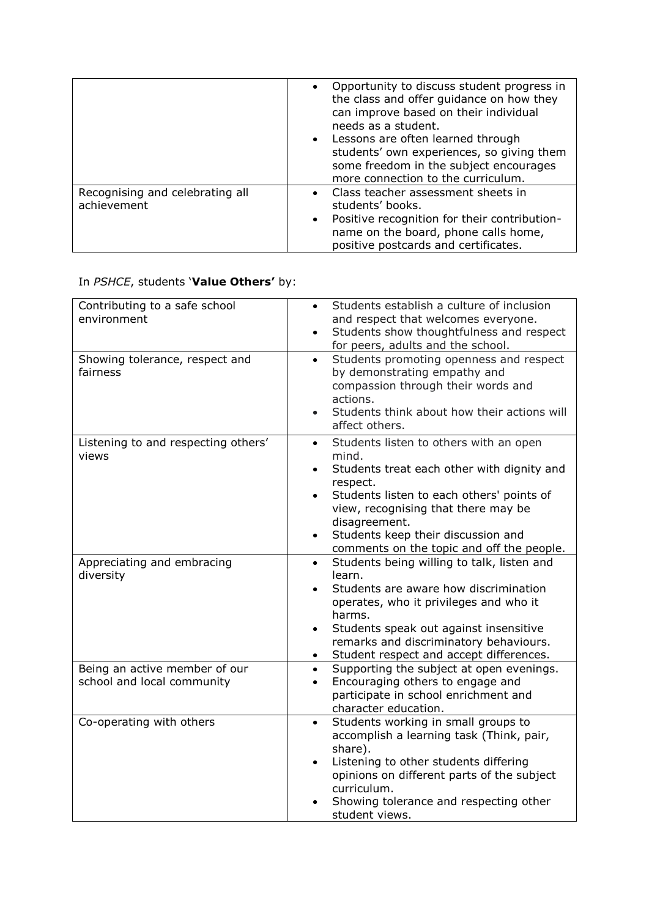| | |
|---|---|
| | • Opportunity to discuss student progress in the class and offer guidance on how they can improve based on their individual needs as a student.<br>• Lessons are often learned through students' own experiences, so giving them some freedom in the subject encourages more connection to the curriculum. |
| Recognising and celebrating all achievement | • Class teacher assessment sheets in students' books.<br>• Positive recognition for their contribution- name on the board, phone calls home, positive postcards and certificates. |

In *PSHCE*, students '**Value Others'** by:

| | |
|---|---|
| Contributing to a safe school environment | • Students establish a culture of inclusion and respect that welcomes everyone.<br>• Students show thoughtfulness and respect for peers, adults and the school. |
| Showing tolerance, respect and fairness | • Students promoting openness and respect by demonstrating empathy and compassion through their words and actions.<br>• Students think about how their actions will affect others. |
| Listening to and respecting others' views | • Students listen to others with an open mind.<br>• Students treat each other with dignity and respect.<br>• Students listen to each others' points of view, recognising that there may be disagreement.<br>• Students keep their discussion and comments on the topic and off the people. |
| Appreciating and embracing diversity | • Students being willing to talk, listen and learn.<br>• Students are aware how discrimination operates, who it privileges and who it harms.<br>• Students speak out against insensitive remarks and discriminatory behaviours.<br>• Student respect and accept differences. |
| Being an active member of our school and local community | • Supporting the subject at open evenings.<br>• Encouraging others to engage and participate in school enrichment and character education. |
| Co-operating with others | • Students working in small groups to accomplish a learning task (Think, pair, share).<br>• Listening to other students differing opinions on different parts of the subject curriculum.<br>• Showing tolerance and respecting other student views. |